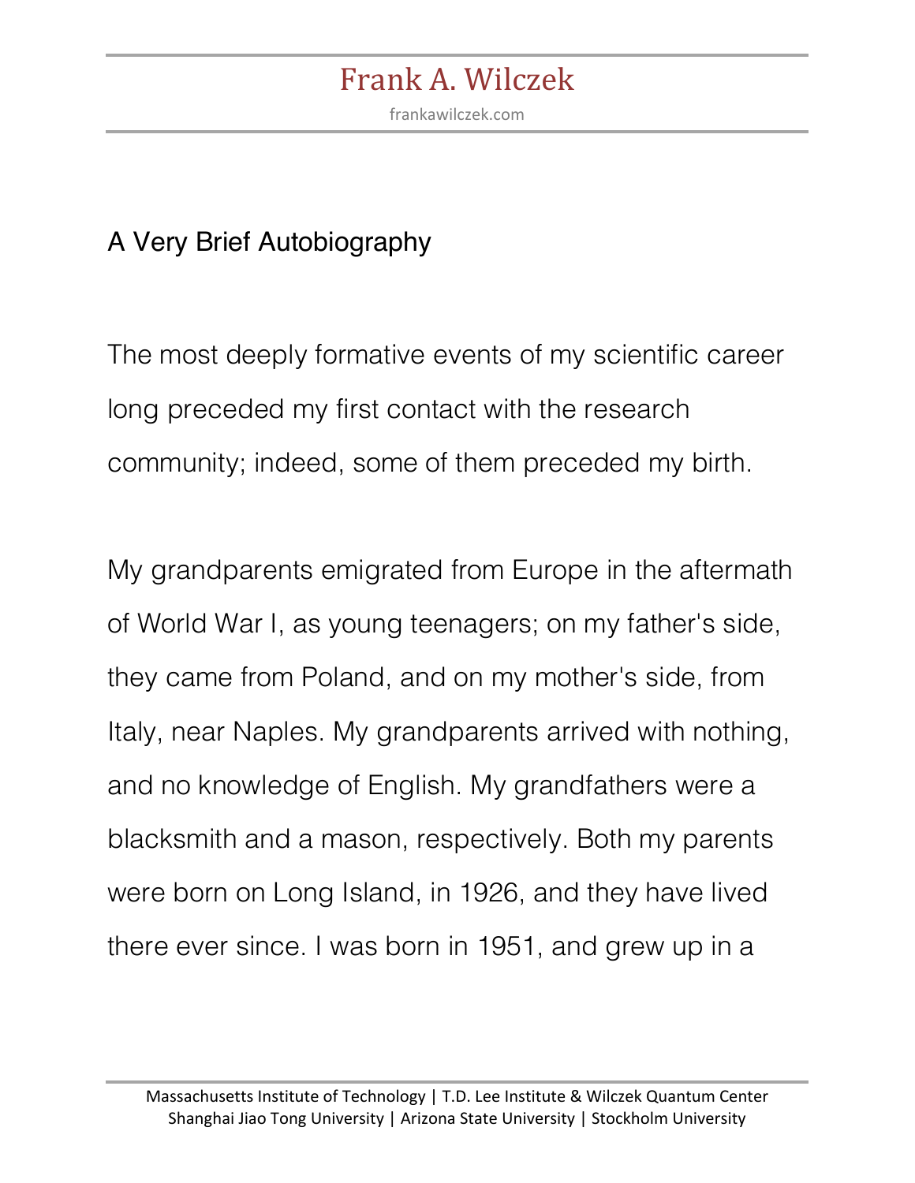# Frank A. Wilczek

frankawilczek.com

## A Very Brief Autobiography

The most deeply formative events of my scientific career long preceded my first contact with the research community; indeed, some of them preceded my birth.

My grandparents emigrated from Europe in the aftermath of World War I, as young teenagers; on my father's side, they came from Poland, and on my mother's side, from Italy, near Naples. My grandparents arrived with nothing, and no knowledge of English. My grandfathers were a blacksmith and a mason, respectively. Both my parents were born on Long Island, in 1926, and they have lived there ever since. I was born in 1951, and grew up in a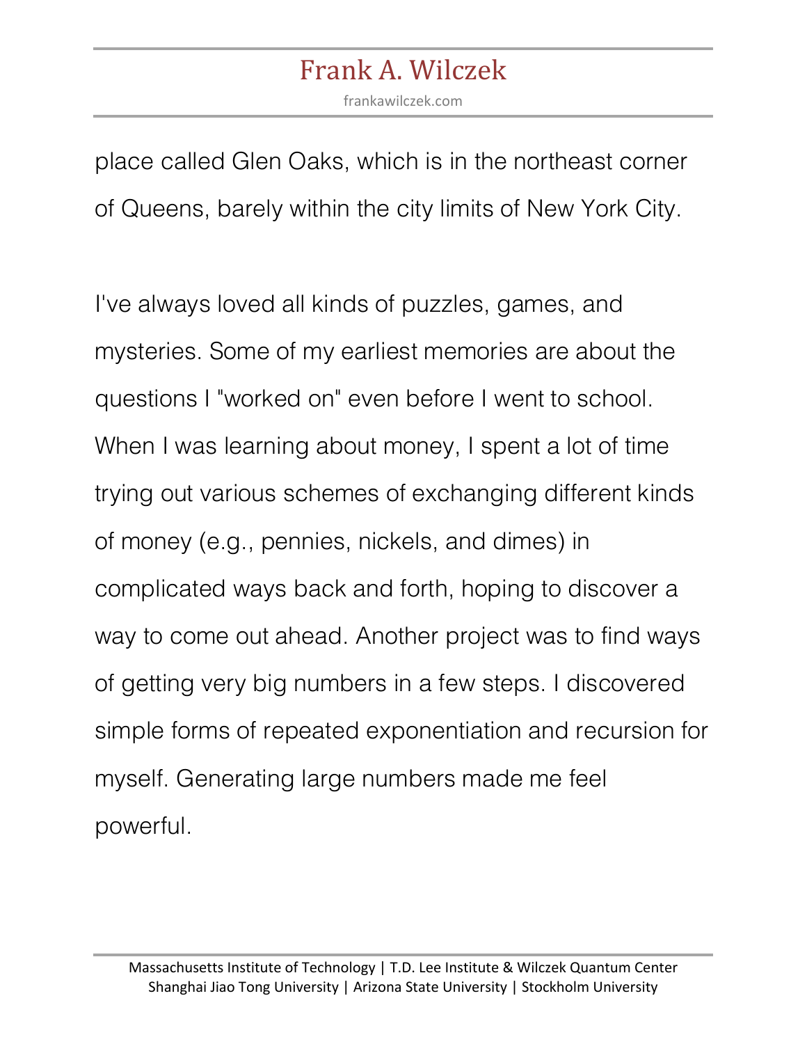place called Glen Oaks, which is in the northeast corner of Queens, barely within the city limits of New York City.

I've always loved all kinds of puzzles, games, and mysteries. Some of my earliest memories are about the questions I "worked on" even before I went to school. When I was learning about money, I spent a lot of time trying out various schemes of exchanging different kinds of money (e.g., pennies, nickels, and dimes) in complicated ways back and forth, hoping to discover a way to come out ahead. Another project was to find ways of getting very big numbers in a few steps. I discovered simple forms of repeated exponentiation and recursion for myself. Generating large numbers made me feel powerful.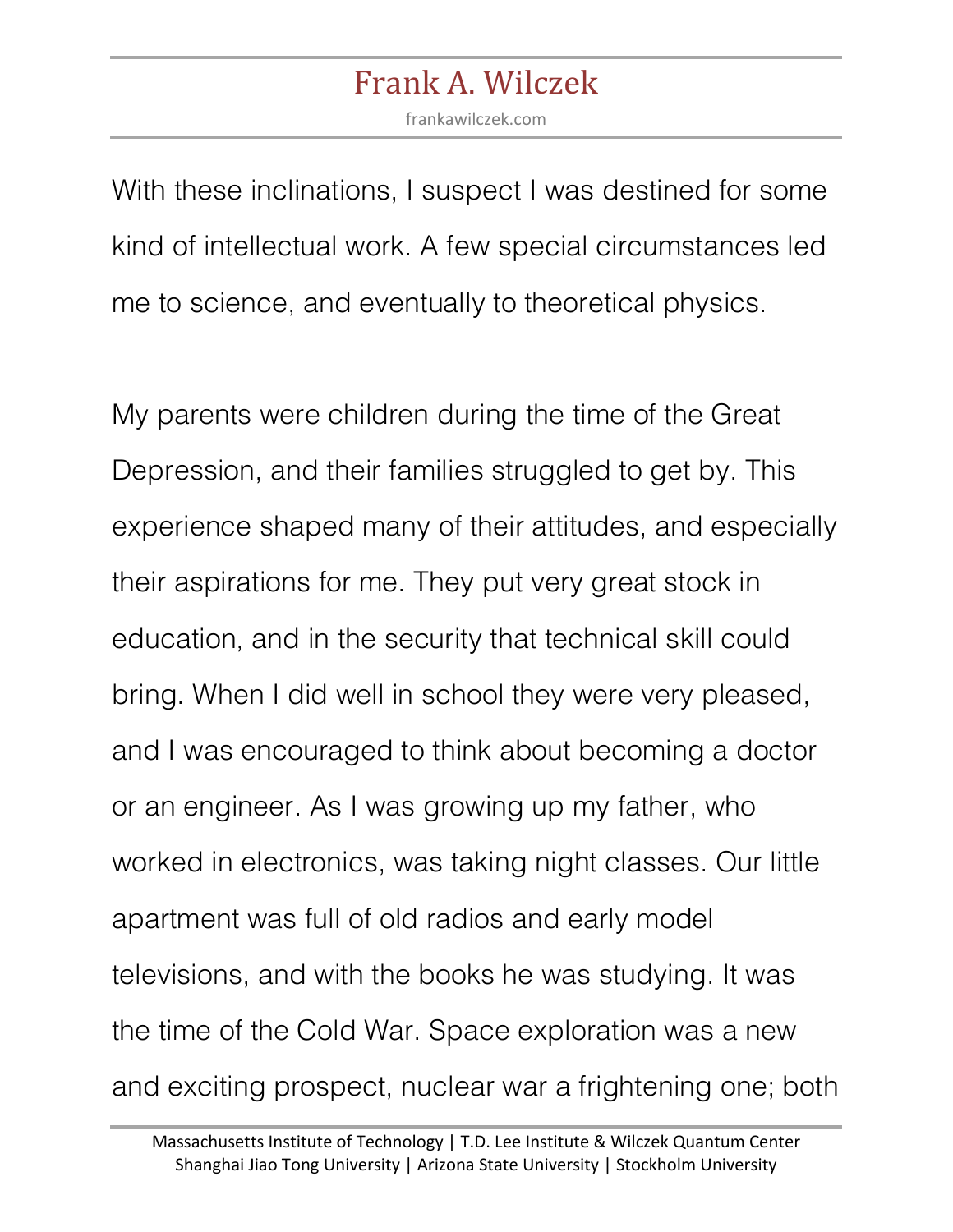With these inclinations, I suspect I was destined for some kind of intellectual work. A few special circumstances led me to science, and eventually to theoretical physics.

My parents were children during the time of the Great Depression, and their families struggled to get by. This experience shaped many of their attitudes, and especially their aspirations for me. They put very great stock in education, and in the security that technical skill could bring. When I did well in school they were very pleased, and I was encouraged to think about becoming a doctor or an engineer. As I was growing up my father, who worked in electronics, was taking night classes. Our little apartment was full of old radios and early model televisions, and with the books he was studying. It was the time of the Cold War. Space exploration was a new and exciting prospect, nuclear war a frightening one; both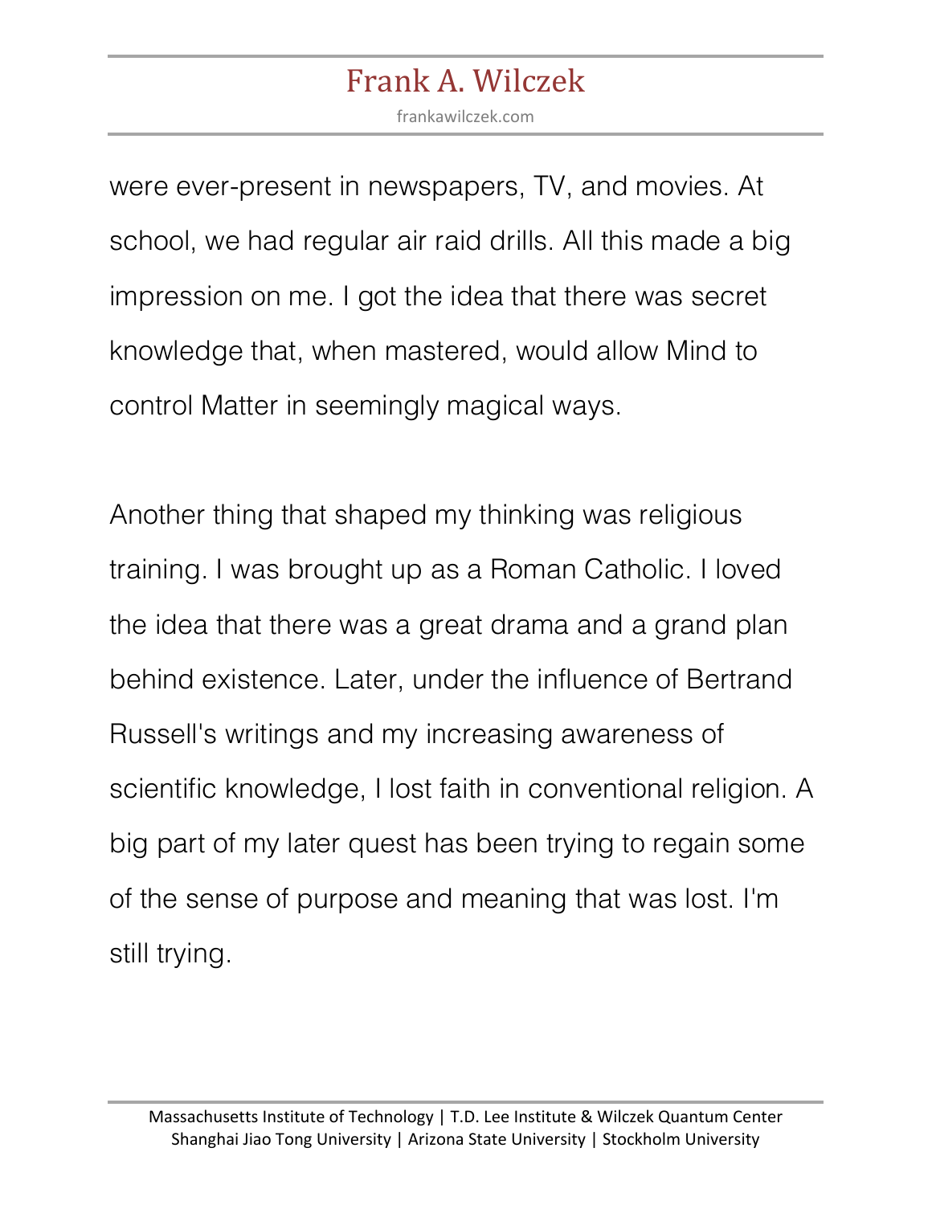were ever-present in newspapers, TV, and movies. At school, we had regular air raid drills. All this made a big impression on me. I got the idea that there was secret knowledge that, when mastered, would allow Mind to control Matter in seemingly magical ways.

Another thing that shaped my thinking was religious training. I was brought up as a Roman Catholic. I loved the idea that there was a great drama and a grand plan behind existence. Later, under the influence of Bertrand Russell's writings and my increasing awareness of scientific knowledge, I lost faith in conventional religion. A big part of my later quest has been trying to regain some of the sense of purpose and meaning that was lost. I'm still trying.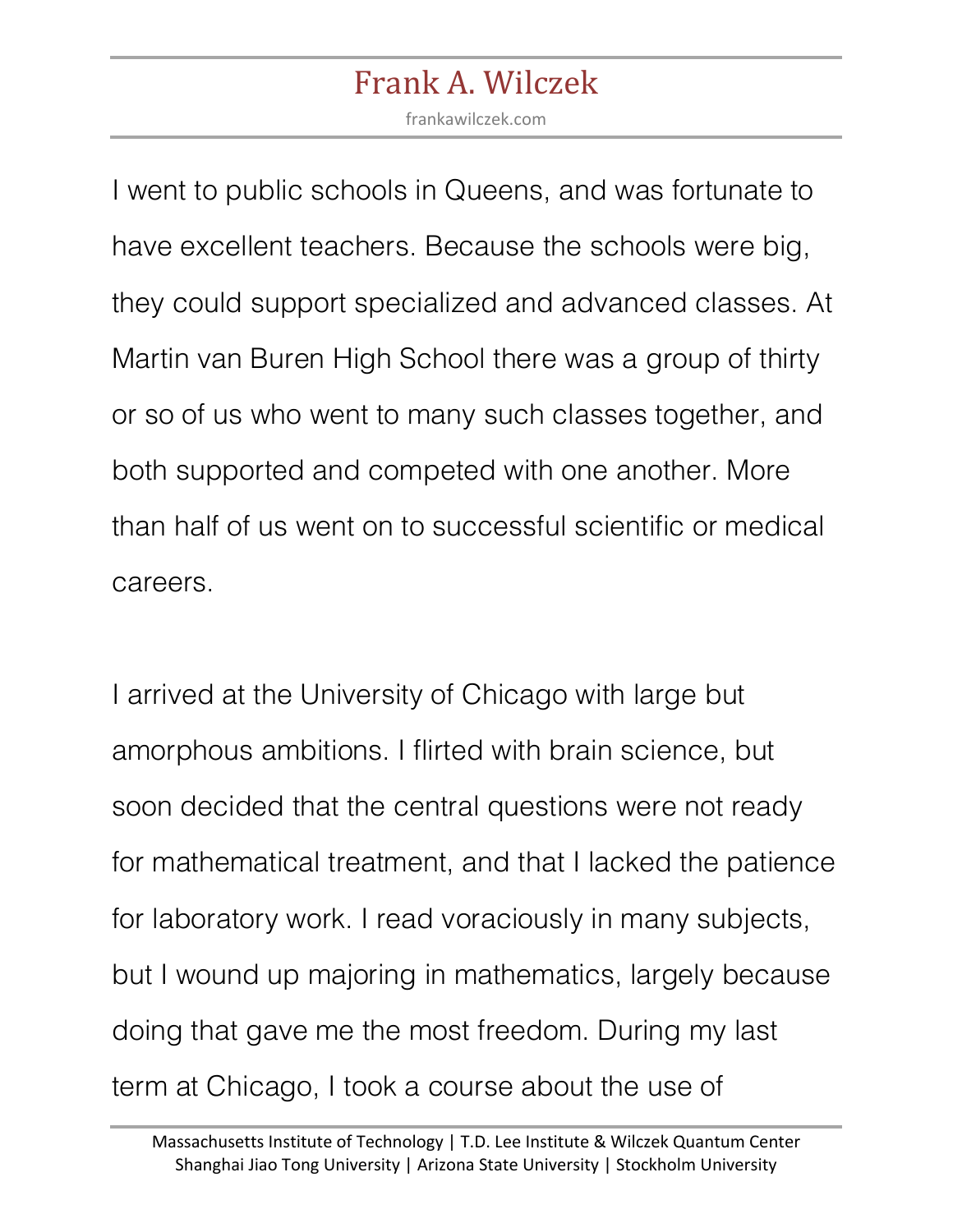I went to public schools in Queens, and was fortunate to have excellent teachers. Because the schools were big, they could support specialized and advanced classes. At Martin van Buren High School there was a group of thirty or so of us who went to many such classes together, and both supported and competed with one another. More than half of us went on to successful scientific or medical careers.

I arrived at the University of Chicago with large but amorphous ambitions. I flirted with brain science, but soon decided that the central questions were not ready for mathematical treatment, and that I lacked the patience for laboratory work. I read voraciously in many subjects, but I wound up majoring in mathematics, largely because doing that gave me the most freedom. During my last term at Chicago, I took a course about the use of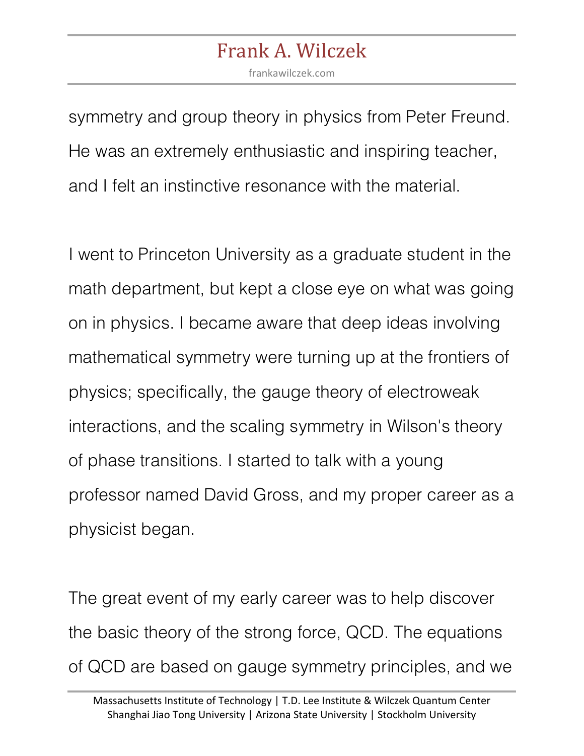symmetry and group theory in physics from Peter Freund. He was an extremely enthusiastic and inspiring teacher, and I felt an instinctive resonance with the material.

I went to Princeton University as a graduate student in the math department, but kept a close eye on what was going on in physics. I became aware that deep ideas involving mathematical symmetry were turning up at the frontiers of physics; specifically, the gauge theory of electroweak interactions, and the scaling symmetry in Wilson's theory of phase transitions. I started to talk with a young professor named David Gross, and my proper career as a physicist began.

The great event of my early career was to help discover the basic theory of the strong force, QCD. The equations of QCD are based on gauge symmetry principles, and we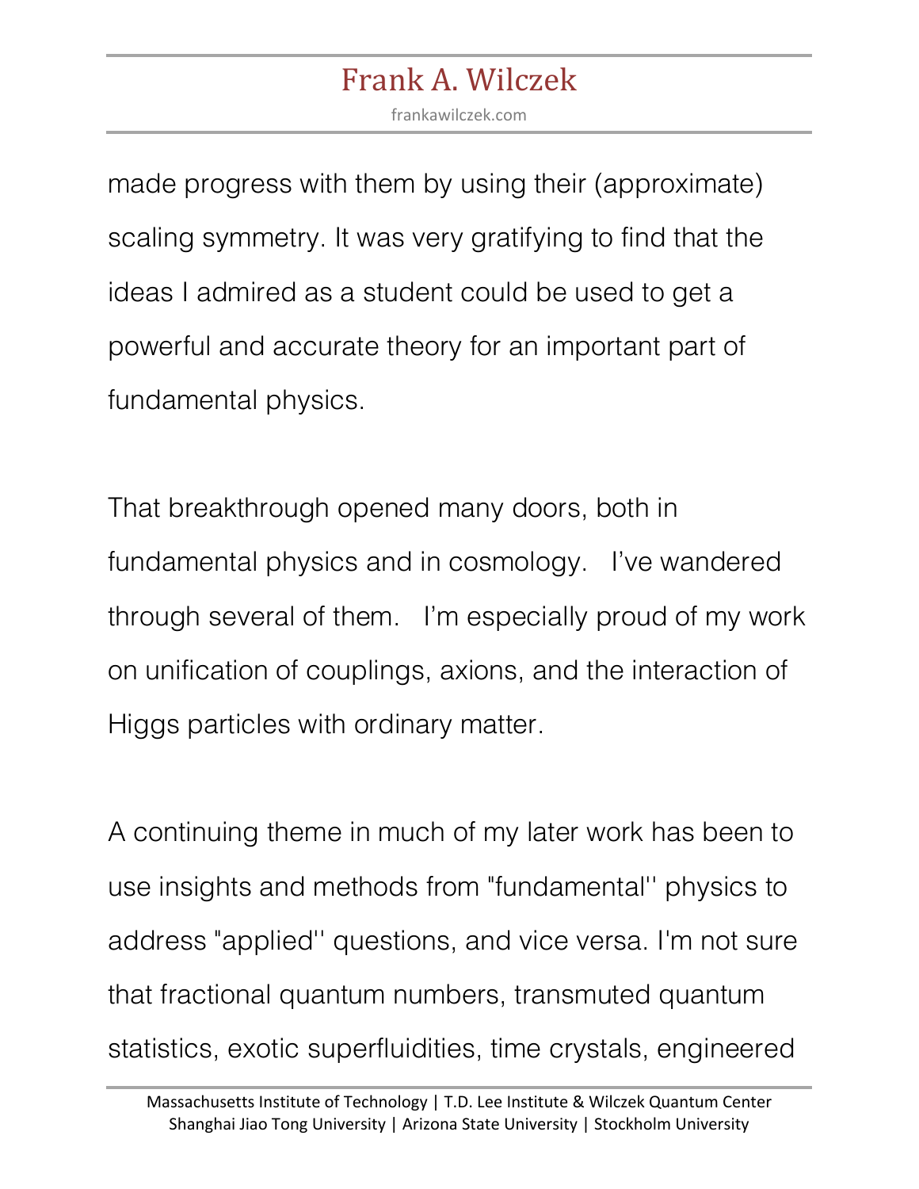made progress with them by using their (approximate) scaling symmetry. It was very gratifying to find that the ideas I admired as a student could be used to get a powerful and accurate theory for an important part of fundamental physics.

That breakthrough opened many doors, both in fundamental physics and in cosmology.   I've wandered through several of them.   I'm especially proud of my work on unification of couplings, axions, and the interaction of Higgs particles with ordinary matter.

A continuing theme in much of my later work has been to use insights and methods from "fundamental'' physics to address "applied'' questions, and vice versa. I'm not sure that fractional quantum numbers, transmuted quantum statistics, exotic superfluidities, time crystals, engineered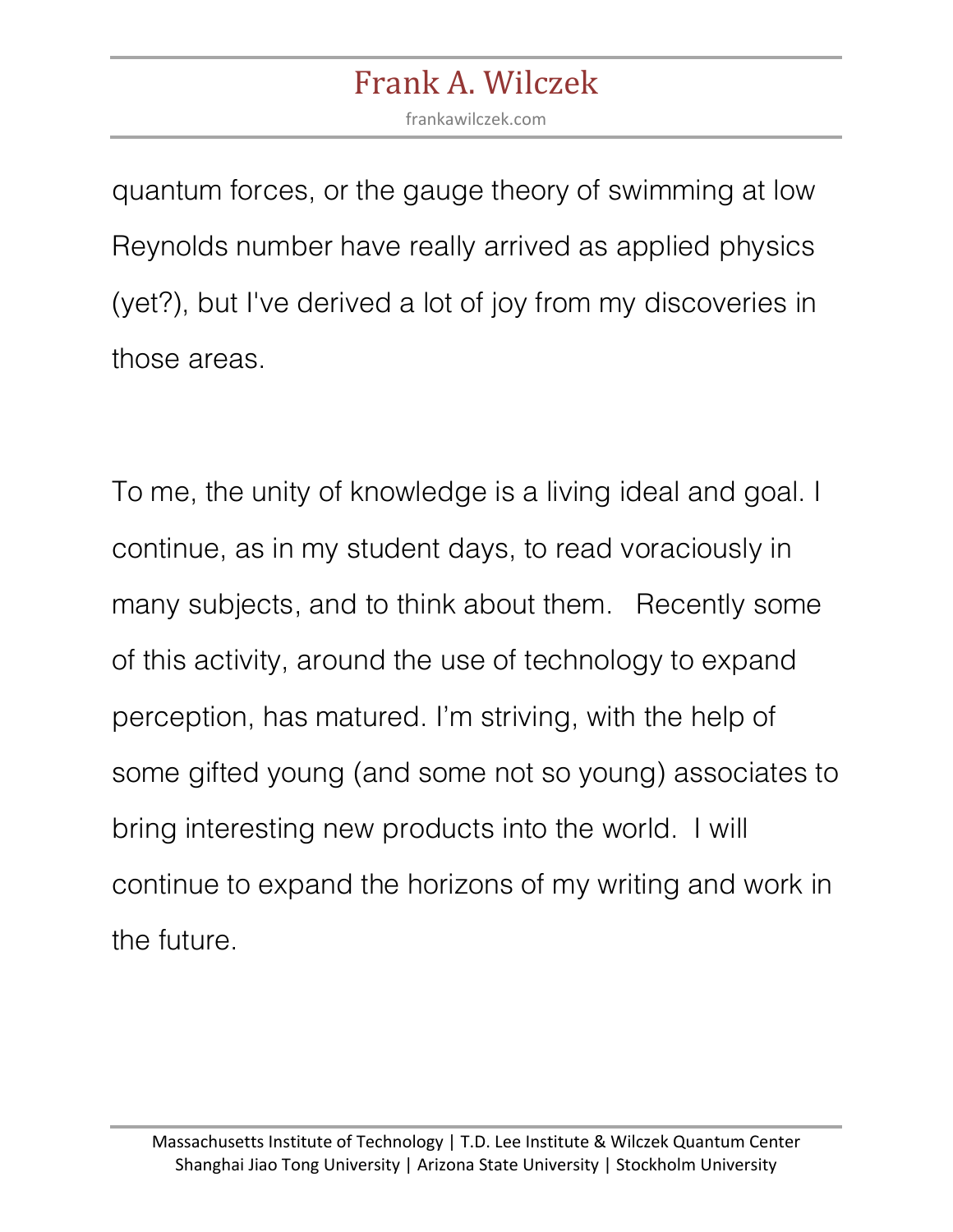quantum forces, or the gauge theory of swimming at low Reynolds number have really arrived as applied physics (yet?), but I've derived a lot of joy from my discoveries in those areas.

To me, the unity of knowledge is a living ideal and goal. I continue, as in my student days, to read voraciously in many subjects, and to think about them. Recently some of this activity, around the use of technology to expand perception, has matured. I'm striving, with the help of some gifted young (and some not so young) associates to bring interesting new products into the world. I will continue to expand the horizons of my writing and work in the future.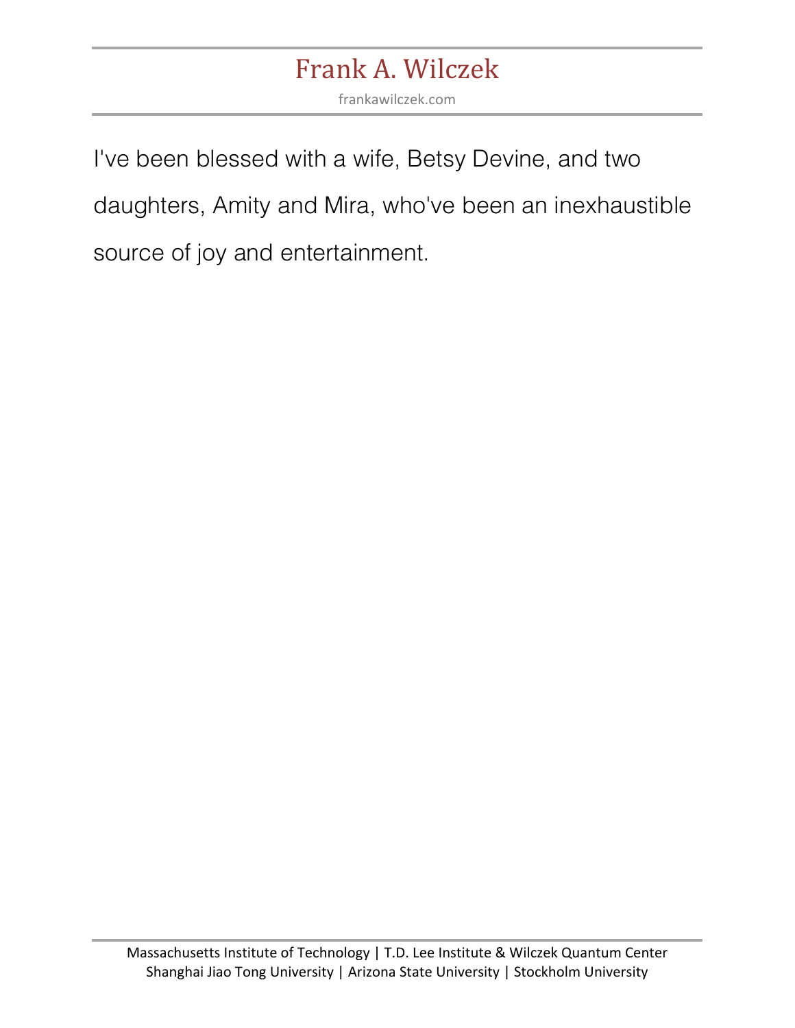I've been blessed with a wife, Betsy Devine, and two daughters, Amity and Mira, who've been an inexhaustible source of joy and entertainment.